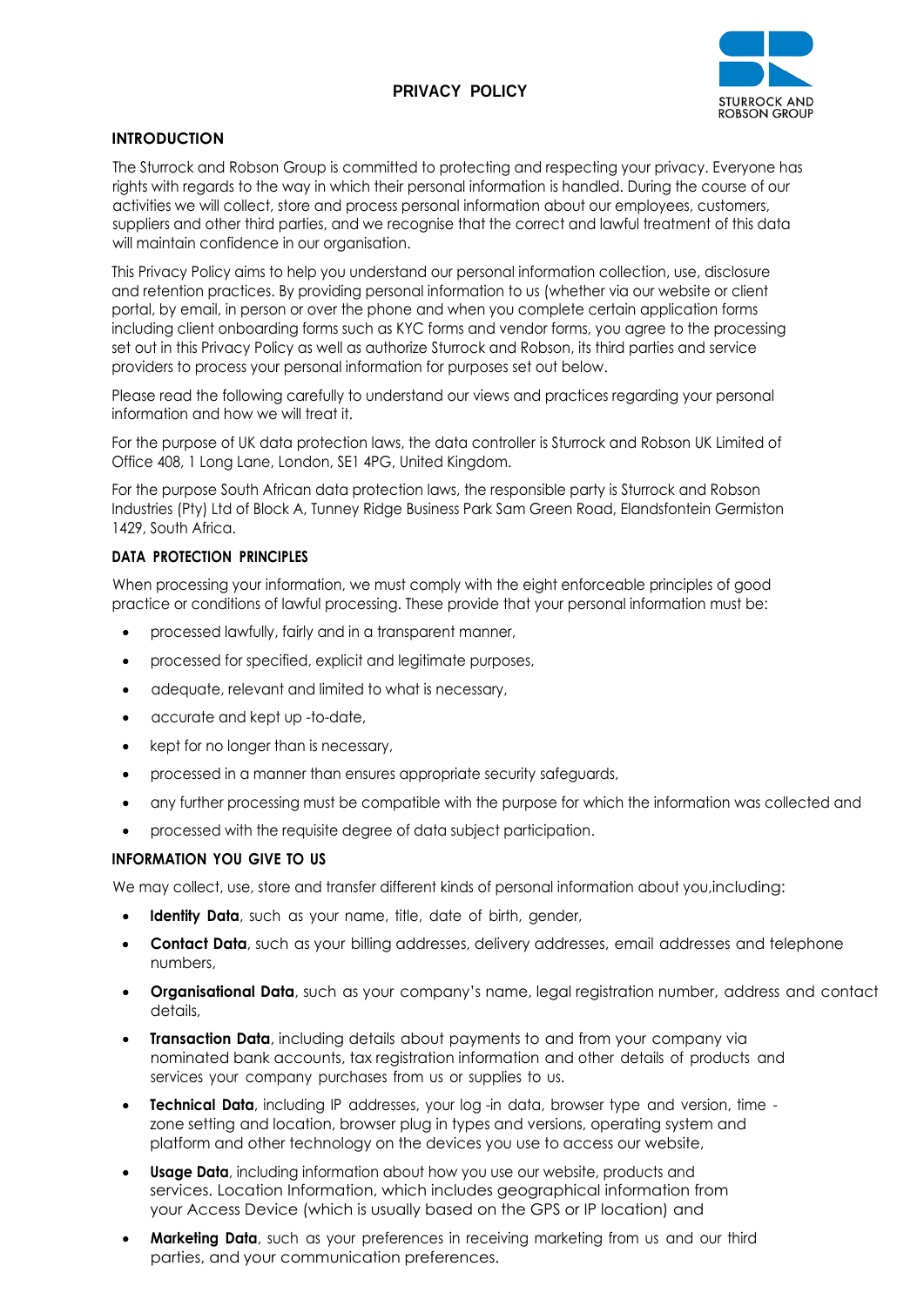# PRIVACY POLICY

STURROCK AND ROBSON GROUP

## INTRODUCTION

The Sturrock and Robson Group is committed to protecting and respecting your privacy. Everyone has rights with regards to the way in which their personal information is handled. During the course of our activities we will collect, store and process personal information about our employees, customers, suppliers and other third parties, and we recognise that the correct and lawful treatment of this data will maintain confidence in our organisation.

This Privacy Policy aims to help you understand our personal information collection, use, disclosure and retention practices. By providing personal information to us (whether via our website or client portal, by email, in person or over the phone and when you complete certain application forms including client onboarding forms such as KYC forms and vendor forms, you agree to the processing set out in this Privacy Policy as well as authorize Sturrock and Robson, its third parties and service providers to process your personal information for purposes set out below.

Please read the following carefully to understand our views and practices regarding your personal information and how we will treat it.

For the purpose of UK data protection laws, the data controller is Sturrock and Robson UK Limited of Office 408, 1 Long Lane, London, SE1 4PG, United Kingdom.

For the purpose South African data protection laws, the responsible party is Sturrock and Robson Industries (Pty) Ltd of Block A, Tunney Ridge Business Park Sam Green Road, Elandsfontein Germiston 1429, South Africa.

## DATA PROTECTION PRINCIPLES

When processing your information, we must comply with the eight enforceable principles of good practice or conditions of lawful processing. These provide that your personal information must be:

- processed lawfully, fairly and in a transparent manner,
- processed for specified, explicit and legitimate purposes,
- adequate, relevant and limited to what is necessary,
- accurate and kept up -to-date,
- kept for no longer than is necessary,
- processed in a manner than ensures appropriate security safeguards,
- any further processing must be compatible with the purpose for which the information was collected and
- processed with the requisite degree of data subject participation.

## INFORMATION YOU GIVE TO US

We may collect, use, store and transfer different kinds of personal information about you,including:

- **Identity Data**, such as your name, title, date of birth, gender,
- **Contact Data**, such as your billing addresses, delivery addresses, email addresses and telephone numbers,
- **Organisational Data**, such as your company's name, legal registration number, address and contact details,
- **Transaction Data**, including details about payments to and from your company via nominated bank accounts, tax registration information and other details of products and services your company purchases from us or supplies to us.
- **Technical Data**, including IP addresses, your log -in data, browser type and version, time - zone setting and location, browser plug in types and versions, operating system and platform and other technology on the devices you use to access our website,
- **Usage Data**, including information about how you use our website, products and services. Location Information, which includes geographical information from your Access Device (which is usually based on the GPS or IP location) and
- **Marketing Data**, such as your preferences in receiving marketing from us and our third parties, and your communication preferences.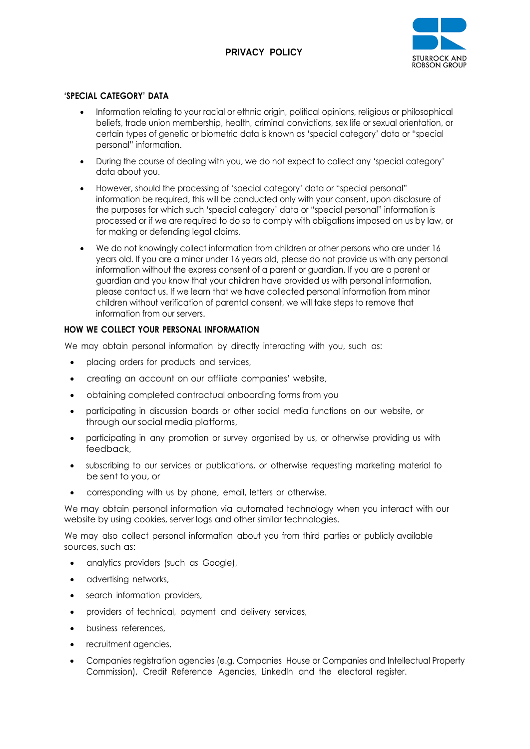## 'SPECIAL CATEGORY' DATA

- Information relating to your racial or ethnic origin, political opinions, religious or philosophical beliefs, trade union membership, health, criminal convictions, sex life or sexual orientation, or certain types of genetic or biometric data is known as 'special category' data or "special personal" information.
- During the course of dealing with you, we do not expect to collect any 'special category' data about you.
- However, should the processing of 'special category' data or "special personal" information be required, this will be conducted only with your consent, upon disclosure of the purposes for which such 'special category' data or "special personal" information is processed or if we are required to do so to comply with obligations imposed on us by law, or for making or defending legal claims.
- We do not knowingly collect information from children or other persons who are under 16 years old. If you are a minor under 16 years old, please do not provide us with any personal information without the express consent of a parent or guardian. If you are a parent or guardian and you know that your children have provided us with personal information, please contact us. If we learn that we have collected personal information from minor children without verification of parental consent, we will take steps to remove that information from our servers.

## HOW WE COLLECT YOUR PERSONAL INFORMATION

We may obtain personal information by directly interacting with you, such as:

- placing orders for products and services,
- creating an account on our affiliate companies' website,
- obtaining completed contractual onboarding forms from you
- participating in discussion boards or other social media functions on our website, or through our social media platforms,
- participating in any promotion or survey organised by us, or otherwise providing us with feedback,
- subscribing to our services or publications, or otherwise requesting marketing material to be sent to you, or
- corresponding with us by phone, email, letters or otherwise.

We may obtain personal information via automated technology when you interact with our website by using cookies, server logs and other similar technologies.

We may also collect personal information about you from third parties or publicly available sources, such as:

- analytics providers (such as Google),
- advertising networks,
- search information providers,
- providers of technical, payment and delivery services,
- business references,
- recruitment agencies,
- Companies registration agencies (e.g. Companies House or Companies and Intellectual Property Commission), Credit Reference Agencies, LinkedIn and the electoral register.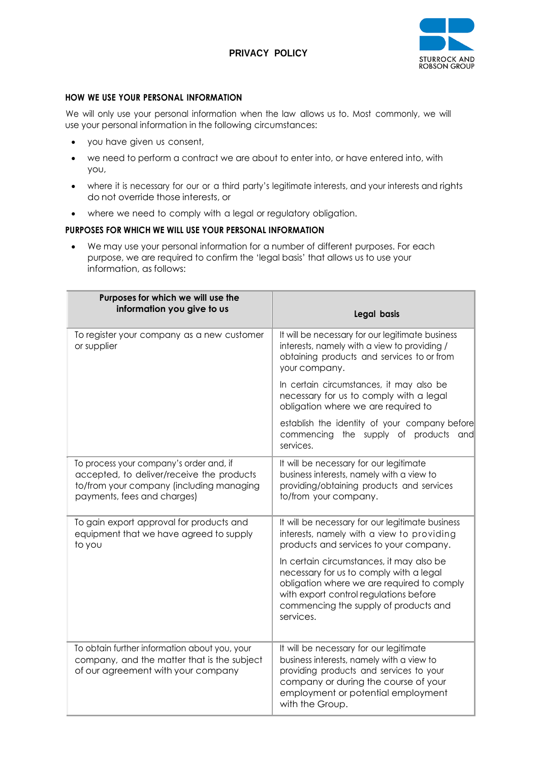**PRIVACY POLICY**

STURROCK AND ROBSON GROUP

## HOW WE USE YOUR PERSONAL INFORMATION

We will only use your personal information when the law allows us to. Most commonly, we will use your personal information in the following circumstances:

- you have given us consent,
- we need to perform a contract we are about to enter into, or have entered into, with you,
- where it is necessary for our or a third party's legitimate interests, and your interests and rights do not override those interests, or
- where we need to comply with a legal or regulatory obligation.

## PURPOSES FOR WHICH WE WILL USE YOUR PERSONAL INFORMATION

- We may use your personal information for a number of different purposes. For each purpose, we are required to confirm the 'legal basis' that allows us to use your information, as follows:

| Purposes for which we will use the information you give to us | Legal basis |
|---|---|
| To register your company as a new customer or supplier | It will be necessary for our legitimate business interests, namely with a view to providing / obtaining products and services to or from your company.<br><br>In certain circumstances, it may also be necessary for us to comply with a legal obligation where we are required to establish the identity of your company before commencing the supply of products and services. |
| To process your company's order and, if accepted, to deliver/receive the products to/from your company (including managing payments, fees and charges) | It will be necessary for our legitimate business interests, namely with a view to providing/obtaining products and services to/from your company. |
| To gain export approval for products and equipment that we have agreed to supply to you | It will be necessary for our legitimate business interests, namely with a view to providing products and services to your company.<br><br>In certain circumstances, it may also be necessary for us to comply with a legal obligation where we are required to comply with export control regulations before commencing the supply of products and services. |
| To obtain further information about you, your company, and the matter that is the subject of our agreement with your company | It will be necessary for our legitimate business interests, namely with a view to providing products and services to your company or during the course of your employment or potential employment with the Group. |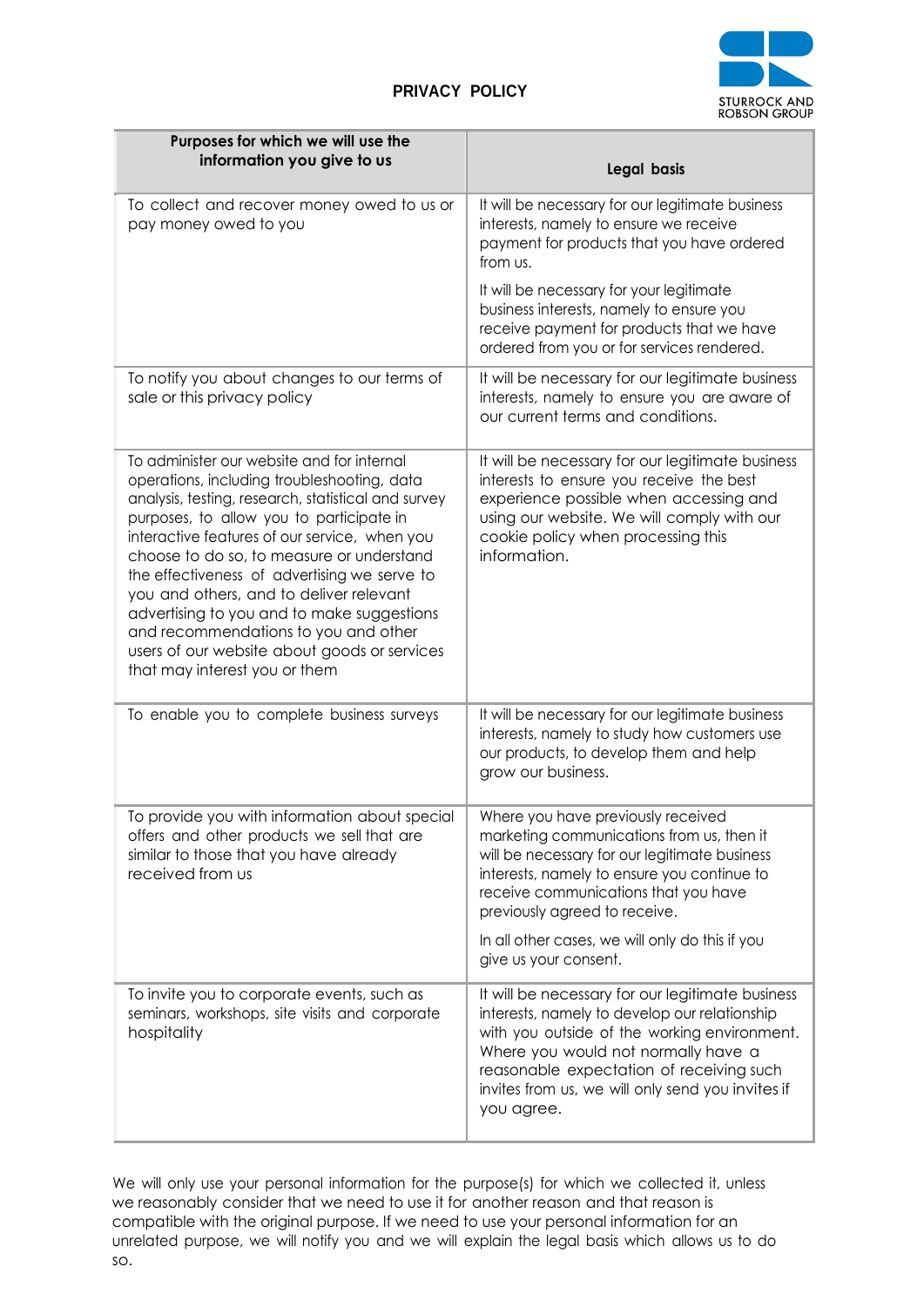**PRIVACY POLICY**

| Purposes for which we will use the information you give to us | Legal basis |
|---|---|
| To collect and recover money owed to us or pay money owed to you | It will be necessary for our legitimate business interests, namely to ensure we receive payment for products that you have ordered from us.<br><br>It will be necessary for your legitimate business interests, namely to ensure you receive payment for products that we have ordered from you or for services rendered. |
| To notify you about changes to our terms of sale or this privacy policy | It will be necessary for our legitimate business interests, namely to ensure you are aware of our current terms and conditions. |
| To administer our website and for internal operations, including troubleshooting, data analysis, testing, research, statistical and survey purposes, to allow you to participate in interactive features of our service, when you choose to do so, to measure or understand the effectiveness of advertising we serve to you and others, and to deliver relevant advertising to you and to make suggestions and recommendations to you and other users of our website about goods or services that may interest you or them | It will be necessary for our legitimate business interests to ensure you receive the best experience possible when accessing and using our website. We will comply with our cookie policy when processing this information. |
| To enable you to complete business surveys | It will be necessary for our legitimate business interests, namely to study how customers use our products, to develop them and help grow our business. |
| To provide you with information about special offers and other products we sell that are similar to those that you have already received from us | Where you have previously received marketing communications from us, then it will be necessary for our legitimate business interests, namely to ensure you continue to receive communications that you have previously agreed to receive.<br><br>In all other cases, we will only do this if you give us your consent. |
| To invite you to corporate events, such as seminars, workshops, site visits and corporate hospitality | It will be necessary for our legitimate business interests, namely to develop our relationship with you outside of the working environment. Where you would not normally have a reasonable expectation of receiving such invites from us, we will only send you invites if you agree. |

We will only use your personal information for the purpose(s) for which we collected it, unless we reasonably consider that we need to use it for another reason and that reason is compatible with the original purpose. If we need to use your personal information for an unrelated purpose, we will notify you and we will explain the legal basis which allows us to do so.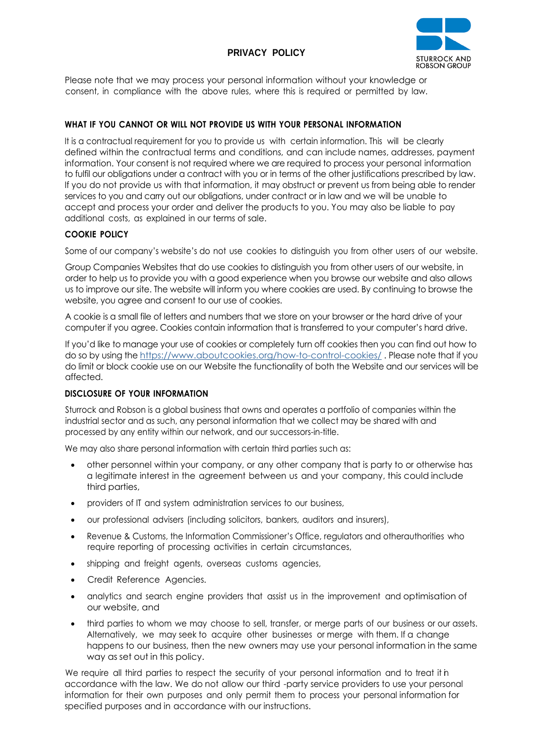Please note that we may process your personal information without your knowledge or consent, in compliance with the above rules, where this is required or permitted by law.

**WHAT IF YOU CANNOT OR WILL NOT PROVIDE US WITH YOUR PERSONAL INFORMATION**

It is a contractual requirement for you to provide us with certain information. This will be clearly defined within the contractual terms and conditions, and can include names, addresses, payment information. Your consent is not required where we are required to process your personal information to fulfil our obligations under a contract with you or in terms of the other justifications prescribed by law. If you do not provide us with that information, it may obstruct or prevent us from being able to render services to you and carry out our obligations, under contract or in law and we will be unable to accept and process your order and deliver the products to you. You may also be liable to pay additional costs, as explained in our terms of sale.

**COOKIE POLICY**

Some of our company's website's do not use cookies to distinguish you from other users of our website.

Group Companies Websites that do use cookies to distinguish you from other users of our website, in order to help us to provide you with a good experience when you browse our website and also allows us to improve our site. The website will inform you where cookies are used. By continuing to browse the website, you agree and consent to our use of cookies.

A cookie is a small file of letters and numbers that we store on your browser or the hard drive of your computer if you agree. Cookies contain information that is transferred to your computer's hard drive.

If you'd like to manage your use of cookies or completely turn off cookies then you can find out how to do so by using the https://www.aboutcookies.org/how-to-control-cookies/ . Please note that if you do limit or block cookie use on our Website the functionality of both the Website and our services will be affected.

**DISCLOSURE OF YOUR INFORMATION**

Sturrock and Robson is a global business that owns and operates a portfolio of companies within the industrial sector and as such, any personal information that we collect may be shared with and processed by any entity within our network, and our successors-in-title.

We may also share personal information with certain third parties such as:

- other personnel within your company, or any other company that is party to or otherwise has a legitimate interest in the agreement between us and your company, this could include third parties,
- providers of IT and system administration services to our business,
- our professional advisers (including solicitors, bankers, auditors and insurers),
- Revenue & Customs, the Information Commissioner's Office, regulators and otherauthorities who require reporting of processing activities in certain circumstances,
- shipping and freight agents, overseas customs agencies,
- Credit Reference Agencies.
- analytics and search engine providers that assist us in the improvement and optimisation of our website, and
- third parties to whom we may choose to sell, transfer, or merge parts of our business or our assets. Alternatively, we may seek to acquire other businesses or merge with them. If a change happens to our business, then the new owners may use your personal information in the same way as set out in this policy.

We require all third parties to respect the security of your personal information and to treat it in accordance with the law. We do not allow our third -party service providers to use your personal information for their own purposes and only permit them to process your personal information for specified purposes and in accordance with our instructions.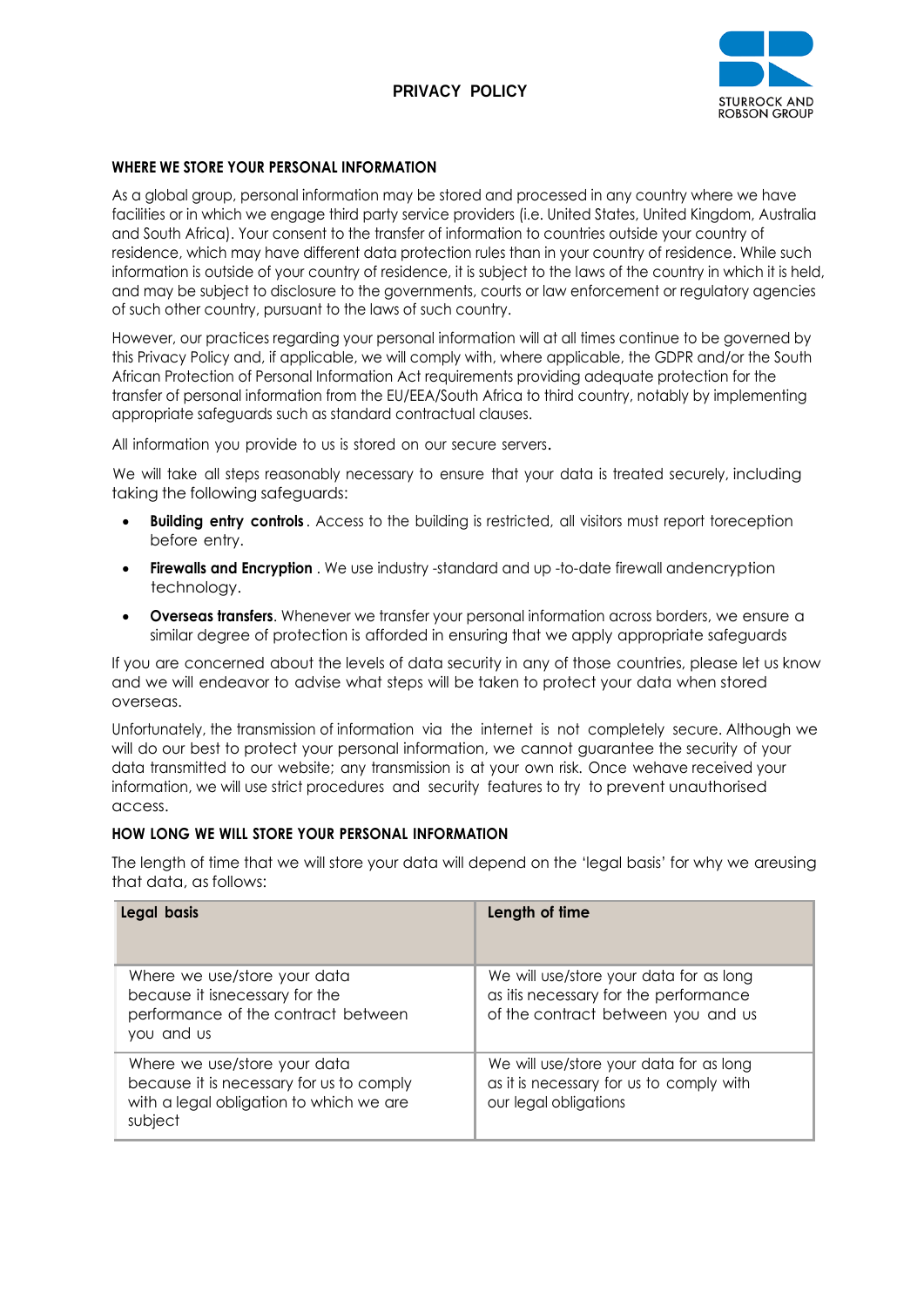**PRIVACY POLICY**

STURROCK AND ROBSON GROUP

### WHERE WE STORE YOUR PERSONAL INFORMATION

As a global group, personal information may be stored and processed in any country where we have facilities or in which we engage third party service providers (i.e. United States, United Kingdom, Australia and South Africa). Your consent to the transfer of information to countries outside your country of residence, which may have different data protection rules than in your country of residence. While such information is outside of your country of residence, it is subject to the laws of the country in which it is held, and may be subject to disclosure to the governments, courts or law enforcement or regulatory agencies of such other country, pursuant to the laws of such country.

However, our practices regarding your personal information will at all times continue to be governed by this Privacy Policy and, if applicable, we will comply with, where applicable, the GDPR and/or the South African Protection of Personal Information Act requirements providing adequate protection for the transfer of personal information from the EU/EEA/South Africa to third country, notably by implementing appropriate safeguards such as standard contractual clauses.

All information you provide to us is stored on our secure servers.

We will take all steps reasonably necessary to ensure that your data is treated securely, including taking the following safeguards:

- **Building entry controls**. Access to the building is restricted, all visitors must report toreception before entry.
- **Firewalls and Encryption** . We use industry -standard and up -to-date firewall andencryption technology.
- **Overseas transfers**. Whenever we transfer your personal information across borders, we ensure a similar degree of protection is afforded in ensuring that we apply appropriate safeguards

If you are concerned about the levels of data security in any of those countries, please let us know and we will endeavor to advise what steps will be taken to protect your data when stored overseas.

Unfortunately, the transmission of information via the internet is not completely secure. Although we will do our best to protect your personal information, we cannot guarantee the security of your data transmitted to our website; any transmission is at your own risk. Once wehave received your information, we will use strict procedures and security features to try to prevent unauthorised access.

### HOW LONG WE WILL STORE YOUR PERSONAL INFORMATION

The length of time that we will store your data will depend on the 'legal basis' for why we areusing that data, as follows:

| Legal basis | Length of time |
|---|---|
| Where we use/store your data because it isnecessary for the performance of the contract between you and us | We will use/store your data for as long as itis necessary for the performance of the contract between you and us |
| Where we use/store your data because it is necessary for us to comply with a legal obligation to which we are subject | We will use/store your data for as long as it is necessary for us to comply with our legal obligations |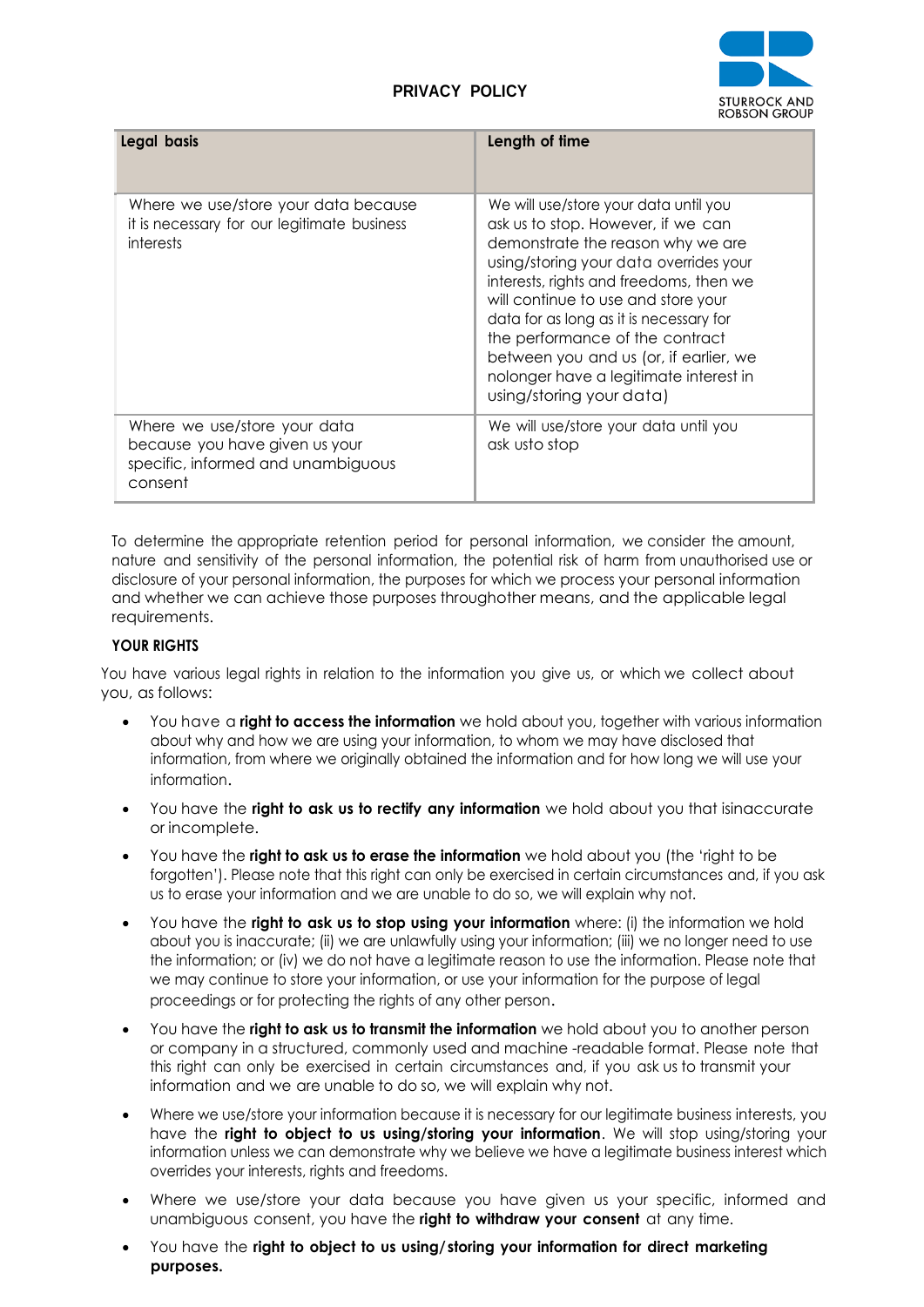## PRIVACY POLICY

| Legal basis | Length of time |
| --- | --- |
| Where we use/store your data because it is necessary for our legitimate business interests | We will use/store your data until you ask us to stop. However, if we can demonstrate the reason why we are using/storing your data overrides your interests, rights and freedoms, then we will continue to use and store your data for as long as it is necessary for the performance of the contract between you and us (or, if earlier, we nolonger have a legitimate interest in using/storing your data) |
| Where we use/store your data because you have given us your specific, informed and unambiguous consent | We will use/store your data until you ask usto stop |

To determine the appropriate retention period for personal information, we consider the amount, nature and sensitivity of the personal information, the potential risk of harm from unauthorised use or disclosure of your personal information, the purposes for which we process your personal information and whether we can achieve those purposes throughother means, and the applicable legal requirements.

**YOUR RIGHTS**

You have various legal rights in relation to the information you give us, or which we collect about you, as follows:

- You have a **right to access the information** we hold about you, together with various information about why and how we are using your information, to whom we may have disclosed that information, from where we originally obtained the information and for how long we will use your information.
- You have the **right to ask us to rectify any information** we hold about you that isinaccurate or incomplete.
- You have the **right to ask us to erase the information** we hold about you (the 'right to be forgotten'). Please note that this right can only be exercised in certain circumstances and, if you ask us to erase your information and we are unable to do so, we will explain why not.
- You have the **right to ask us to stop using your information** where: (i) the information we hold about you is inaccurate; (ii) we are unlawfully using your information; (iii) we no longer need to use the information; or (iv) we do not have a legitimate reason to use the information. Please note that we may continue to store your information, or use your information for the purpose of legal proceedings or for protecting the rights of any other person.
- You have the **right to ask us to transmit the information** we hold about you to another person or company in a structured, commonly used and machine -readable format. Please note that this right can only be exercised in certain circumstances and, if you ask us to transmit your information and we are unable to do so, we will explain why not.
- Where we use/store your information because it is necessary for our legitimate business interests, you have the **right to object to us using/storing your information**. We will stop using/storing your information unless we can demonstrate why we believe we have a legitimate business interest which overrides your interests, rights and freedoms.
- Where we use/store your data because you have given us your specific, informed and unambiguous consent, you have the **right to withdraw your consent** at any time.
- You have the **right to object to us using/storing your information for direct marketing purposes.**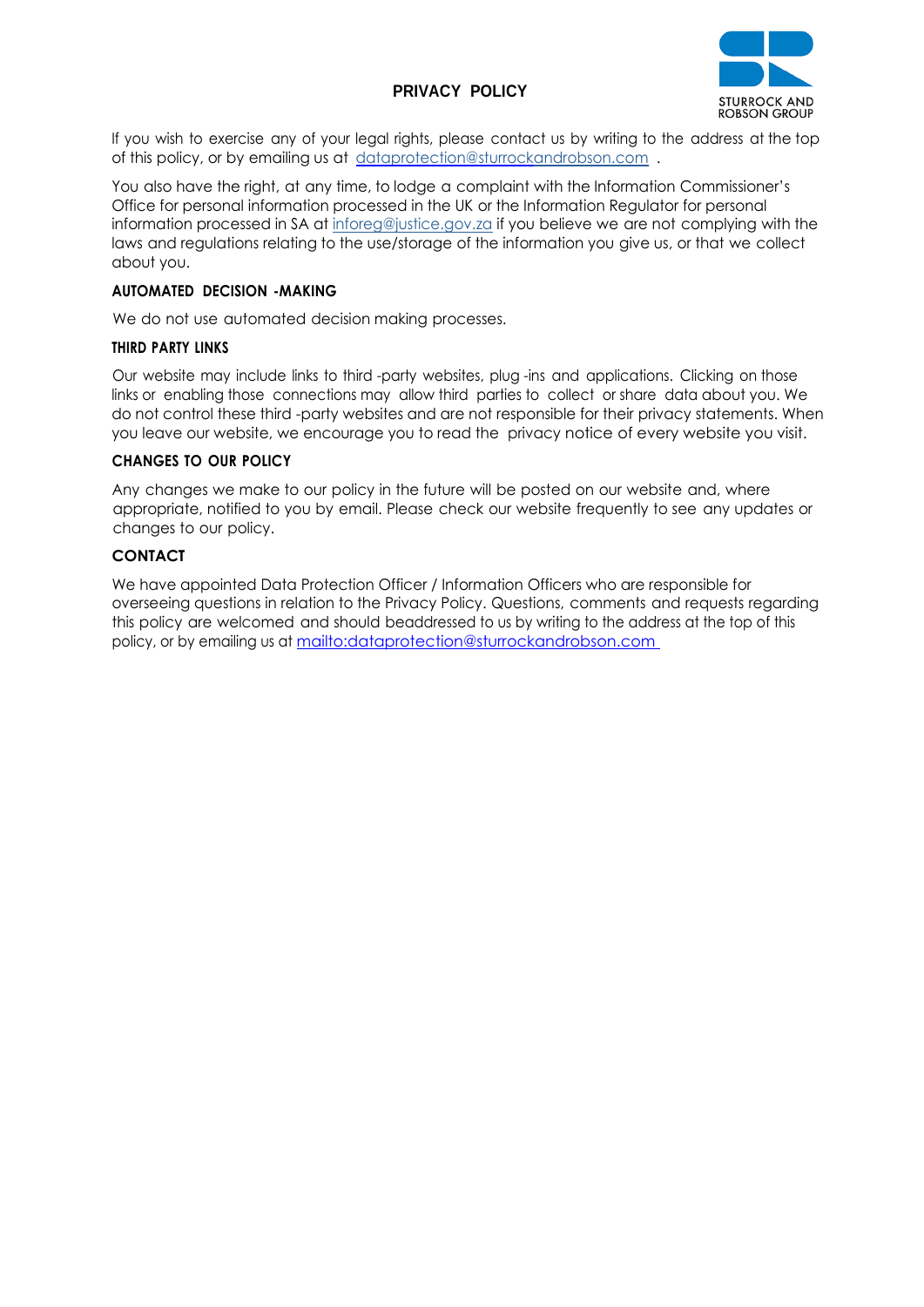If you wish to exercise any of your legal rights, please contact us by writing to the address at the top of this policy, or by emailing us at dataprotection@sturrockandrobson.com .

You also have the right, at any time, to lodge a complaint with the Information Commissioner's Office for personal information processed in the UK or the Information Regulator for personal information processed in SA at inforeg@justice.gov.za if you believe we are not complying with the laws and regulations relating to the use/storage of the information you give us, or that we collect about you.

## AUTOMATED DECISION -MAKING

We do not use automated decision making processes.

## THIRD PARTY LINKS

Our website may include links to third -party websites, plug -ins and applications. Clicking on those links or enabling those connections may allow third parties to collect or share data about you. We do not control these third -party websites and are not responsible for their privacy statements. When you leave our website, we encourage you to read the privacy notice of every website you visit.

## CHANGES TO OUR POLICY

Any changes we make to our policy in the future will be posted on our website and, where appropriate, notified to you by email. Please check our website frequently to see any updates or changes to our policy.

## CONTACT

We have appointed Data Protection Officer / Information Officers who are responsible for overseeing questions in relation to the Privacy Policy. Questions, comments and requests regarding this policy are welcomed and should beaddressed to us by writing to the address at the top of this policy, or by emailing us at mailto:dataprotection@sturrockandrobson.com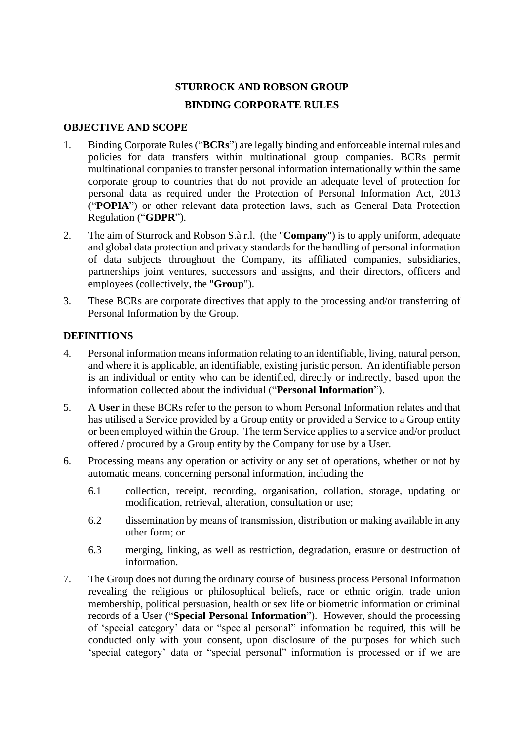**STURROCK AND ROBSON GROUP**

**BINDING CORPORATE RULES**

## OBJECTIVE AND SCOPE

1. Binding Corporate Rules ("**BCRs**") are legally binding and enforceable internal rules and policies for data transfers within multinational group companies. BCRs permit multinational companies to transfer personal information internationally within the same corporate group to countries that do not provide an adequate level of protection for personal data as required under the Protection of Personal Information Act, 2013 ("**POPIA**") or other relevant data protection laws, such as General Data Protection Regulation ("**GDPR**").

2. The aim of Sturrock and Robson S.à r.l. (the "**Company**") is to apply uniform, adequate and global data protection and privacy standards for the handling of personal information of data subjects throughout the Company, its affiliated companies, subsidiaries, partnerships joint ventures, successors and assigns, and their directors, officers and employees (collectively, the "**Group**").

3. These BCRs are corporate directives that apply to the processing and/or transferring of Personal Information by the Group.

## DEFINITIONS

4. Personal information means information relating to an identifiable, living, natural person, and where it is applicable, an identifiable, existing juristic person. An identifiable person is an individual or entity who can be identified, directly or indirectly, based upon the information collected about the individual ("**Personal Information**").

5. A **User** in these BCRs refer to the person to whom Personal Information relates and that has utilised a Service provided by a Group entity or provided a Service to a Group entity or been employed within the Group. The term Service applies to a service and/or product offered / procured by a Group entity by the Company for use by a User.

6. Processing means any operation or activity or any set of operations, whether or not by automatic means, concerning personal information, including the

   6.1 collection, receipt, recording, organisation, collation, storage, updating or modification, retrieval, alteration, consultation or use;

   6.2 dissemination by means of transmission, distribution or making available in any other form; or

   6.3 merging, linking, as well as restriction, degradation, erasure or destruction of information.

7. The Group does not during the ordinary course of business process Personal Information revealing the religious or philosophical beliefs, race or ethnic origin, trade union membership, political persuasion, health or sex life or biometric information or criminal records of a User ("**Special Personal Information**"). However, should the processing of 'special category' data or "special personal" information be required, this will be conducted only with your consent, upon disclosure of the purposes for which such 'special category' data or "special personal" information is processed or if we are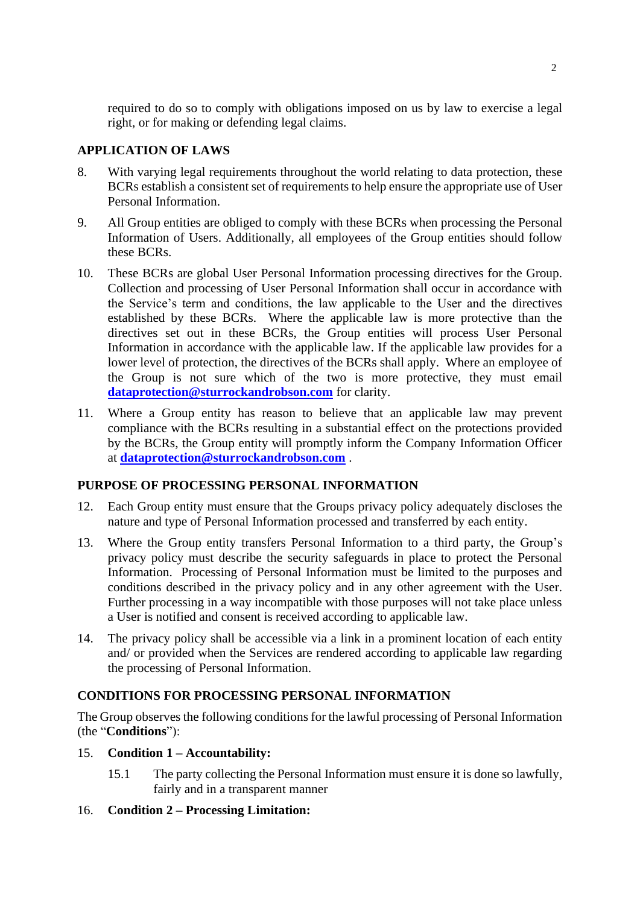required to do so to comply with obligations imposed on us by law to exercise a legal right, or for making or defending legal claims.

## APPLICATION OF LAWS

8. With varying legal requirements throughout the world relating to data protection, these BCRs establish a consistent set of requirements to help ensure the appropriate use of User Personal Information.

9. All Group entities are obliged to comply with these BCRs when processing the Personal Information of Users. Additionally, all employees of the Group entities should follow these BCRs.

10. These BCRs are global User Personal Information processing directives for the Group. Collection and processing of User Personal Information shall occur in accordance with the Service's term and conditions, the law applicable to the User and the directives established by these BCRs. Where the applicable law is more protective than the directives set out in these BCRs, the Group entities will process User Personal Information in accordance with the applicable law. If the applicable law provides for a lower level of protection, the directives of the BCRs shall apply. Where an employee of the Group is not sure which of the two is more protective, they must email **dataprotection@sturrockandrobson.com** for clarity.

11. Where a Group entity has reason to believe that an applicable law may prevent compliance with the BCRs resulting in a substantial effect on the protections provided by the BCRs, the Group entity will promptly inform the Company Information Officer at **dataprotection@sturrockandrobson.com** .

## PURPOSE OF PROCESSING PERSONAL INFORMATION

12. Each Group entity must ensure that the Groups privacy policy adequately discloses the nature and type of Personal Information processed and transferred by each entity.

13. Where the Group entity transfers Personal Information to a third party, the Group's privacy policy must describe the security safeguards in place to protect the Personal Information. Processing of Personal Information must be limited to the purposes and conditions described in the privacy policy and in any other agreement with the User. Further processing in a way incompatible with those purposes will not take place unless a User is notified and consent is received according to applicable law.

14. The privacy policy shall be accessible via a link in a prominent location of each entity and/ or provided when the Services are rendered according to applicable law regarding the processing of Personal Information.

## CONDITIONS FOR PROCESSING PERSONAL INFORMATION

The Group observes the following conditions for the lawful processing of Personal Information (the "**Conditions**"):

15. **Condition 1 – Accountability:**

    15.1 The party collecting the Personal Information must ensure it is done so lawfully, fairly and in a transparent manner

16. **Condition 2 – Processing Limitation:**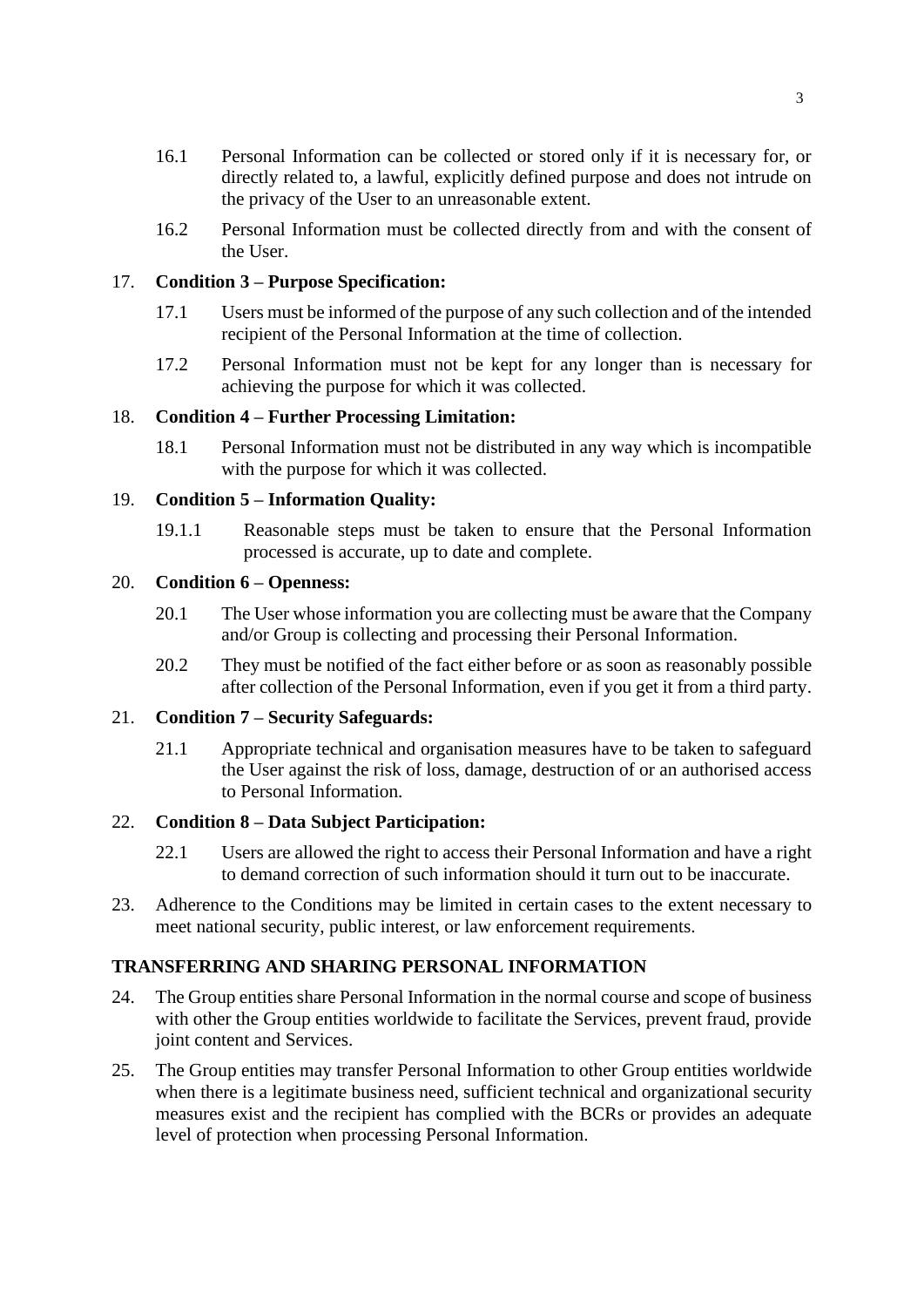16.1 Personal Information can be collected or stored only if it is necessary for, or directly related to, a lawful, explicitly defined purpose and does not intrude on the privacy of the User to an unreasonable extent.

16.2 Personal Information must be collected directly from and with the consent of the User.

17. **Condition 3 – Purpose Specification:**

17.1 Users must be informed of the purpose of any such collection and of the intended recipient of the Personal Information at the time of collection.

17.2 Personal Information must not be kept for any longer than is necessary for achieving the purpose for which it was collected.

18. **Condition 4 – Further Processing Limitation:**

18.1 Personal Information must not be distributed in any way which is incompatible with the purpose for which it was collected.

19. **Condition 5 – Information Quality:**

19.1.1 Reasonable steps must be taken to ensure that the Personal Information processed is accurate, up to date and complete.

20. **Condition 6 – Openness:**

20.1 The User whose information you are collecting must be aware that the Company and/or Group is collecting and processing their Personal Information.

20.2 They must be notified of the fact either before or as soon as reasonably possible after collection of the Personal Information, even if you get it from a third party.

21. **Condition 7 – Security Safeguards:**

21.1 Appropriate technical and organisation measures have to be taken to safeguard the User against the risk of loss, damage, destruction of or an authorised access to Personal Information.

22. **Condition 8 – Data Subject Participation:**

22.1 Users are allowed the right to access their Personal Information and have a right to demand correction of such information should it turn out to be inaccurate.

23. Adherence to the Conditions may be limited in certain cases to the extent necessary to meet national security, public interest, or law enforcement requirements.

**TRANSFERRING AND SHARING PERSONAL INFORMATION**

24. The Group entities share Personal Information in the normal course and scope of business with other the Group entities worldwide to facilitate the Services, prevent fraud, provide joint content and Services.

25. The Group entities may transfer Personal Information to other Group entities worldwide when there is a legitimate business need, sufficient technical and organizational security measures exist and the recipient has complied with the BCRs or provides an adequate level of protection when processing Personal Information.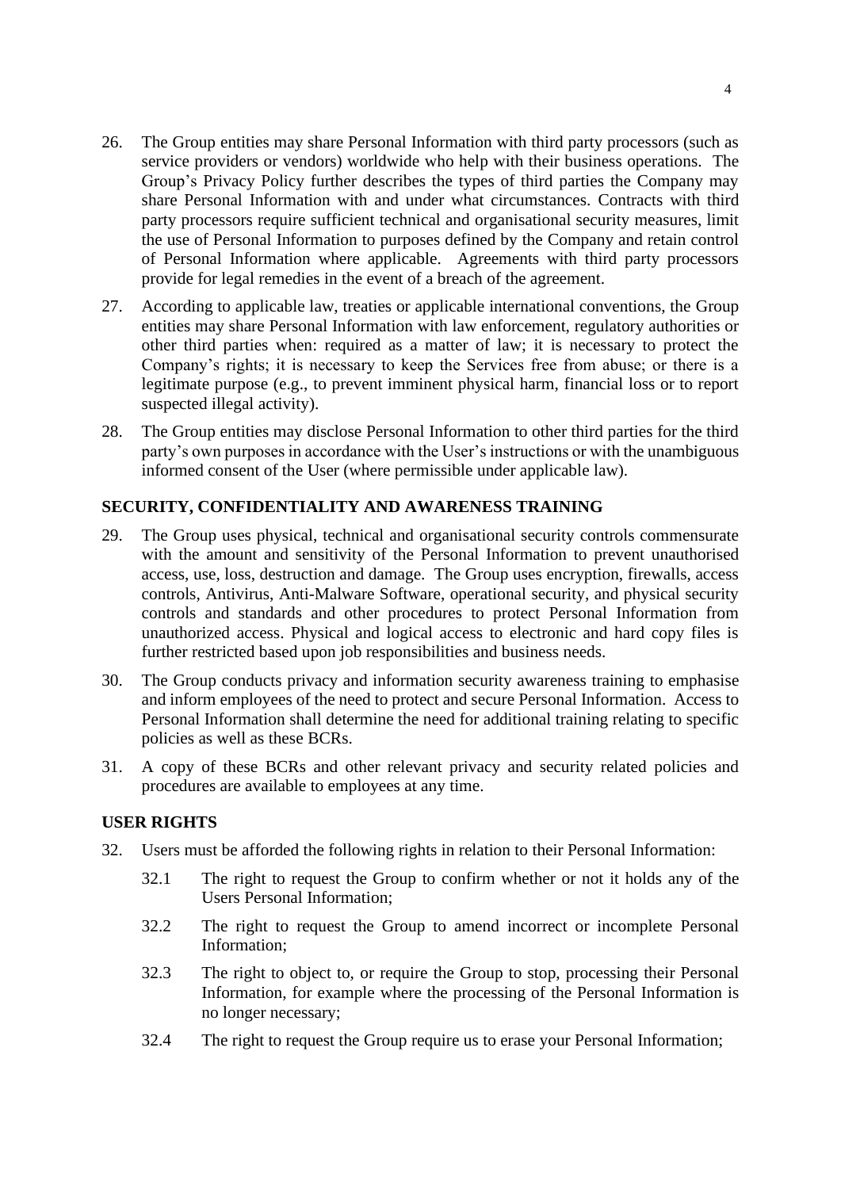26. The Group entities may share Personal Information with third party processors (such as service providers or vendors) worldwide who help with their business operations. The Group's Privacy Policy further describes the types of third parties the Company may share Personal Information with and under what circumstances. Contracts with third party processors require sufficient technical and organisational security measures, limit the use of Personal Information to purposes defined by the Company and retain control of Personal Information where applicable. Agreements with third party processors provide for legal remedies in the event of a breach of the agreement.

27. According to applicable law, treaties or applicable international conventions, the Group entities may share Personal Information with law enforcement, regulatory authorities or other third parties when: required as a matter of law; it is necessary to protect the Company's rights; it is necessary to keep the Services free from abuse; or there is a legitimate purpose (e.g., to prevent imminent physical harm, financial loss or to report suspected illegal activity).

28. The Group entities may disclose Personal Information to other third parties for the third party's own purposes in accordance with the User's instructions or with the unambiguous informed consent of the User (where permissible under applicable law).

**SECURITY, CONFIDENTIALITY AND AWARENESS TRAINING**

29. The Group uses physical, technical and organisational security controls commensurate with the amount and sensitivity of the Personal Information to prevent unauthorised access, use, loss, destruction and damage. The Group uses encryption, firewalls, access controls, Antivirus, Anti-Malware Software, operational security, and physical security controls and standards and other procedures to protect Personal Information from unauthorized access. Physical and logical access to electronic and hard copy files is further restricted based upon job responsibilities and business needs.

30. The Group conducts privacy and information security awareness training to emphasise and inform employees of the need to protect and secure Personal Information. Access to Personal Information shall determine the need for additional training relating to specific policies as well as these BCRs.

31. A copy of these BCRs and other relevant privacy and security related policies and procedures are available to employees at any time.

**USER RIGHTS**

32. Users must be afforded the following rights in relation to their Personal Information:

    32.1 The right to request the Group to confirm whether or not it holds any of the Users Personal Information;

    32.2 The right to request the Group to amend incorrect or incomplete Personal Information;

    32.3 The right to object to, or require the Group to stop, processing their Personal Information, for example where the processing of the Personal Information is no longer necessary;

    32.4 The right to request the Group require us to erase your Personal Information;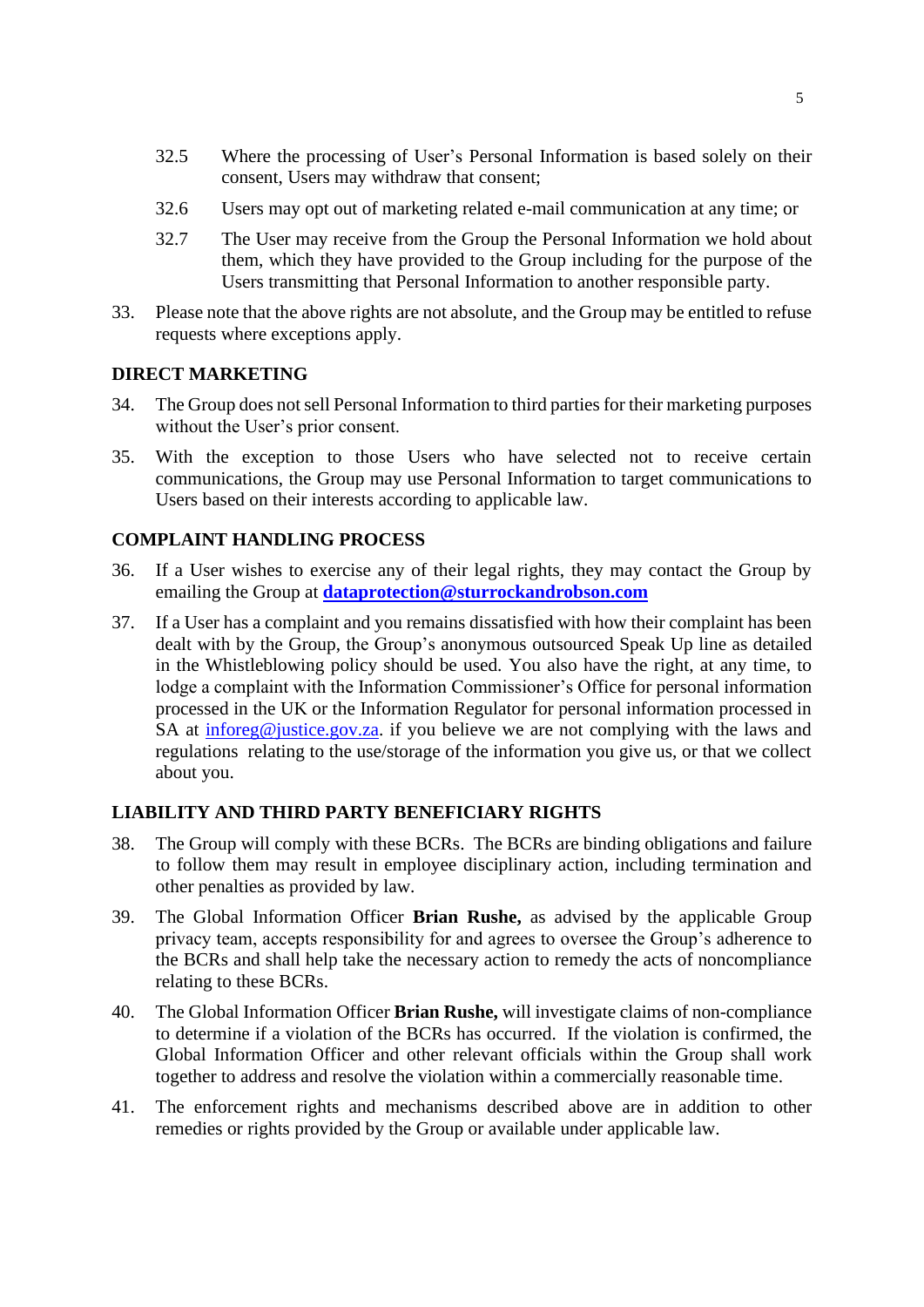32.5 Where the processing of User's Personal Information is based solely on their consent, Users may withdraw that consent;

32.6 Users may opt out of marketing related e-mail communication at any time; or

32.7 The User may receive from the Group the Personal Information we hold about them, which they have provided to the Group including for the purpose of the Users transmitting that Personal Information to another responsible party.

33. Please note that the above rights are not absolute, and the Group may be entitled to refuse requests where exceptions apply.

## DIRECT MARKETING

34. The Group does not sell Personal Information to third parties for their marketing purposes without the User's prior consent.

35. With the exception to those Users who have selected not to receive certain communications, the Group may use Personal Information to target communications to Users based on their interests according to applicable law.

## COMPLAINT HANDLING PROCESS

36. If a User wishes to exercise any of their legal rights, they may contact the Group by emailing the Group at **dataprotection@sturrockandrobson.com**

37. If a User has a complaint and you remains dissatisfied with how their complaint has been dealt with by the Group, the Group's anonymous outsourced Speak Up line as detailed in the Whistleblowing policy should be used. You also have the right, at any time, to lodge a complaint with the Information Commissioner's Office for personal information processed in the UK or the Information Regulator for personal information processed in SA at inforeg@justice.gov.za. if you believe we are not complying with the laws and regulations relating to the use/storage of the information you give us, or that we collect about you.

## LIABILITY AND THIRD PARTY BENEFICIARY RIGHTS

38. The Group will comply with these BCRs. The BCRs are binding obligations and failure to follow them may result in employee disciplinary action, including termination and other penalties as provided by law.

39. The Global Information Officer **Brian Rushe,** as advised by the applicable Group privacy team, accepts responsibility for and agrees to oversee the Group's adherence to the BCRs and shall help take the necessary action to remedy the acts of noncompliance relating to these BCRs.

40. The Global Information Officer **Brian Rushe,** will investigate claims of non-compliance to determine if a violation of the BCRs has occurred. If the violation is confirmed, the Global Information Officer and other relevant officials within the Group shall work together to address and resolve the violation within a commercially reasonable time.

41. The enforcement rights and mechanisms described above are in addition to other remedies or rights provided by the Group or available under applicable law.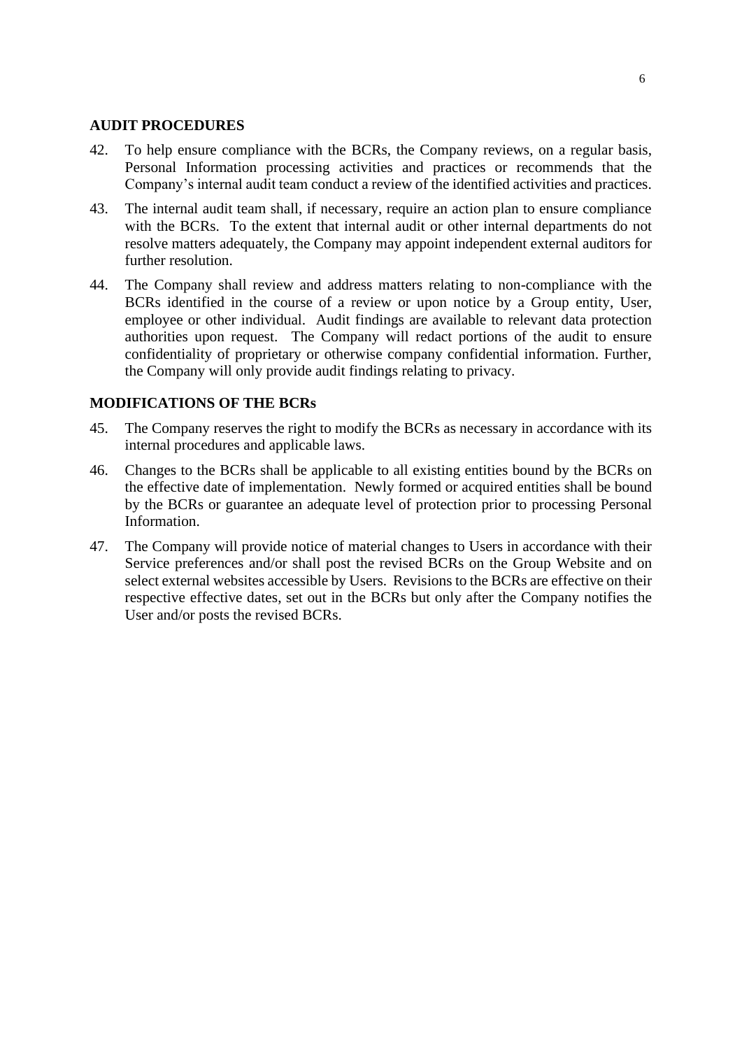## AUDIT PROCEDURES

42. To help ensure compliance with the BCRs, the Company reviews, on a regular basis, Personal Information processing activities and practices or recommends that the Company's internal audit team conduct a review of the identified activities and practices.

43. The internal audit team shall, if necessary, require an action plan to ensure compliance with the BCRs. To the extent that internal audit or other internal departments do not resolve matters adequately, the Company may appoint independent external auditors for further resolution.

44. The Company shall review and address matters relating to non-compliance with the BCRs identified in the course of a review or upon notice by a Group entity, User, employee or other individual. Audit findings are available to relevant data protection authorities upon request. The Company will redact portions of the audit to ensure confidentiality of proprietary or otherwise company confidential information. Further, the Company will only provide audit findings relating to privacy.

## MODIFICATIONS OF THE BCRs

45. The Company reserves the right to modify the BCRs as necessary in accordance with its internal procedures and applicable laws.

46. Changes to the BCRs shall be applicable to all existing entities bound by the BCRs on the effective date of implementation. Newly formed or acquired entities shall be bound by the BCRs or guarantee an adequate level of protection prior to processing Personal Information.

47. The Company will provide notice of material changes to Users in accordance with their Service preferences and/or shall post the revised BCRs on the Group Website and on select external websites accessible by Users. Revisions to the BCRs are effective on their respective effective dates, set out in the BCRs but only after the Company notifies the User and/or posts the revised BCRs.